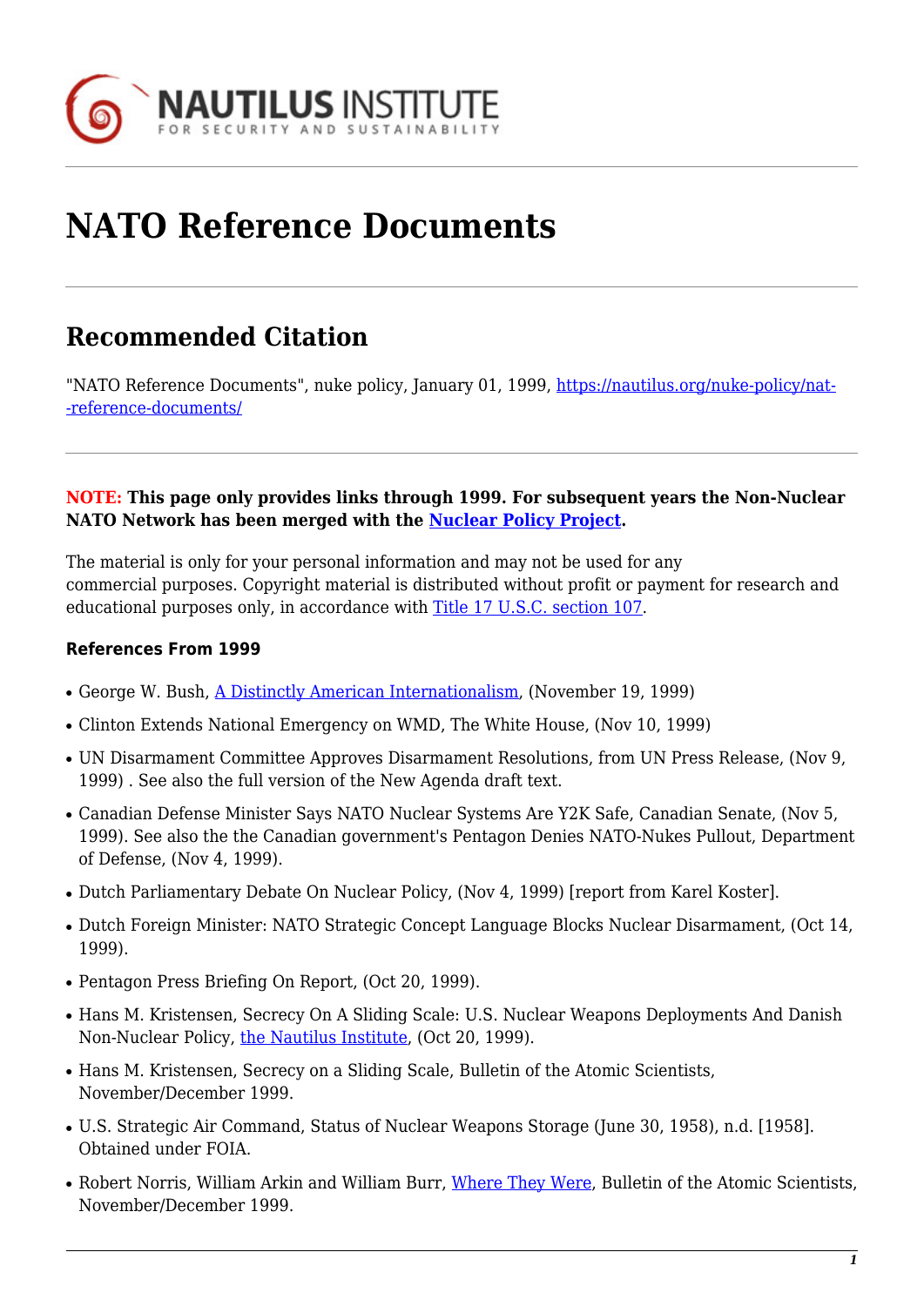# NATO Reference Documents

## Recommended Citation

"NATO Reference Documents", nuke policy, January 01, 1999, https://nautilus.org/nuke-policy/nat--reference-documents/

**NOTE: This page only provides links through 1999. For subsequent years the Non-Nuclear NATO Network has been merged with the Nuclear Policy Project.**

The material is only for your personal information and may not be used for any commercial purposes. Copyright material is distributed without profit or payment for research and educational purposes only, in accordance with Title 17 U.S.C. section 107.

#### References From 1999

- George W. Bush, A Distinctly American Internationalism, (November 19, 1999)
- Clinton Extends National Emergency on WMD, The White House, (Nov 10, 1999)
- UN Disarmament Committee Approves Disarmament Resolutions, from UN Press Release, (Nov 9, 1999) . See also the full version of the New Agenda draft text.
- Canadian Defense Minister Says NATO Nuclear Systems Are Y2K Safe, Canadian Senate, (Nov 5, 1999). See also the the Canadian government's Pentagon Denies NATO-Nukes Pullout, Department of Defense, (Nov 4, 1999).
- Dutch Parliamentary Debate On Nuclear Policy, (Nov 4, 1999) [report from Karel Koster].
- Dutch Foreign Minister: NATO Strategic Concept Language Blocks Nuclear Disarmament, (Oct 14, 1999).
- Pentagon Press Briefing On Report, (Oct 20, 1999).
- Hans M. Kristensen, Secrecy On A Sliding Scale: U.S. Nuclear Weapons Deployments And Danish Non-Nuclear Policy, the Nautilus Institute, (Oct 20, 1999).
- Hans M. Kristensen, Secrecy on a Sliding Scale, Bulletin of the Atomic Scientists, November/December 1999.
- U.S. Strategic Air Command, Status of Nuclear Weapons Storage (June 30, 1958), n.d. [1958]. Obtained under FOIA.
- Robert Norris, William Arkin and William Burr, Where They Were, Bulletin of the Atomic Scientists, November/December 1999.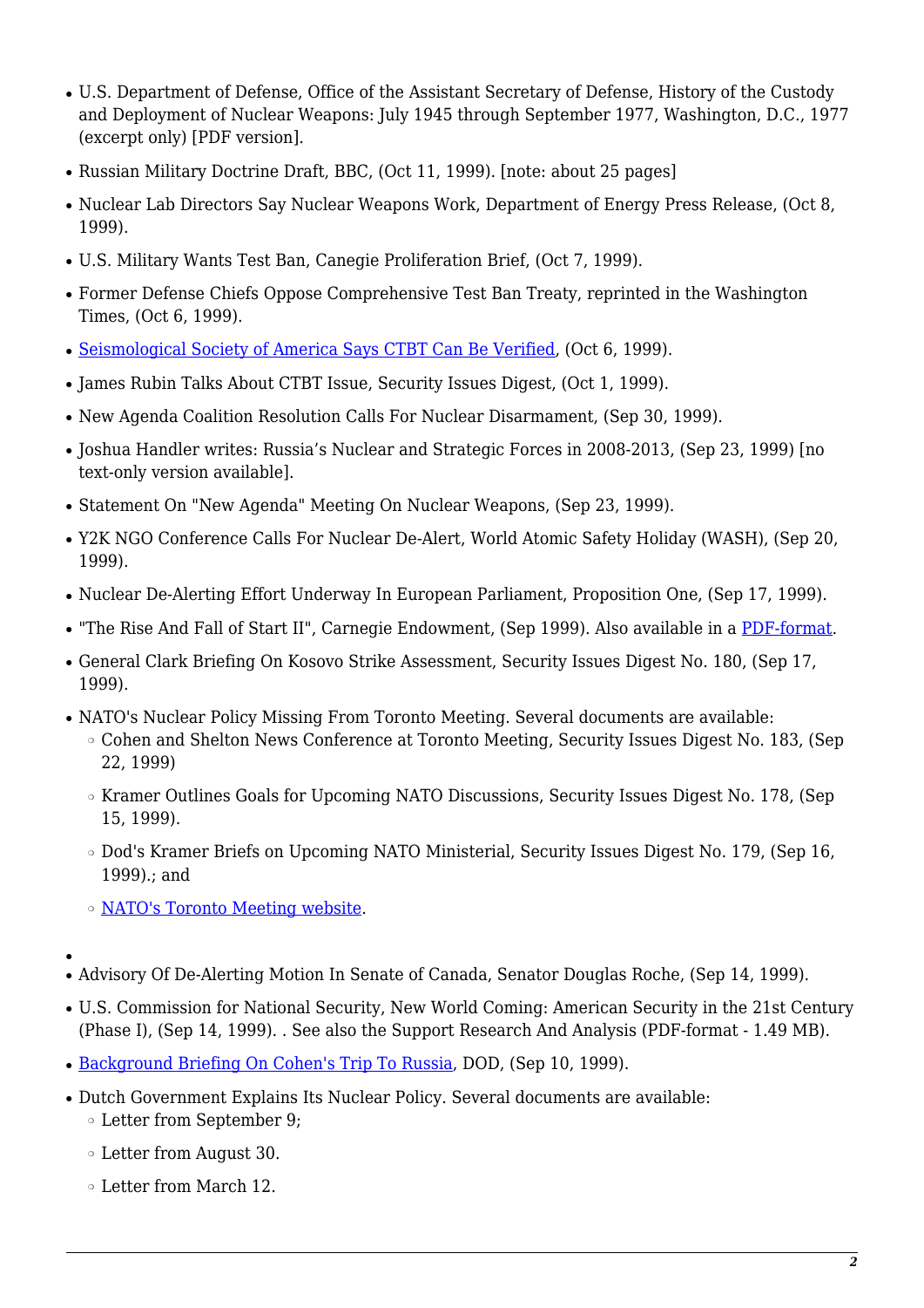- U.S. Department of Defense, Office of the Assistant Secretary of Defense, History of the Custody and Deployment of Nuclear Weapons: July 1945 through September 1977, Washington, D.C., 1977 (excerpt only) [PDF version].
- Russian Military Doctrine Draft, BBC, (Oct 11, 1999). [note: about 25 pages]
- Nuclear Lab Directors Say Nuclear Weapons Work, Department of Energy Press Release, (Oct 8, 1999).
- U.S. Military Wants Test Ban, Canegie Proliferation Brief, (Oct 7, 1999).
- Former Defense Chiefs Oppose Comprehensive Test Ban Treaty, reprinted in the Washington Times, (Oct 6, 1999).
- Seismological Society of America Says CTBT Can Be Verified, (Oct 6, 1999).
- James Rubin Talks About CTBT Issue, Security Issues Digest, (Oct 1, 1999).
- New Agenda Coalition Resolution Calls For Nuclear Disarmament, (Sep 30, 1999).
- Joshua Handler writes: Russia's Nuclear and Strategic Forces in 2008-2013, (Sep 23, 1999) [no text-only version available].
- Statement On "New Agenda" Meeting On Nuclear Weapons, (Sep 23, 1999).
- Y2K NGO Conference Calls For Nuclear De-Alert, World Atomic Safety Holiday (WASH), (Sep 20, 1999).
- Nuclear De-Alerting Effort Underway In European Parliament, Proposition One, (Sep 17, 1999).
- "The Rise And Fall of Start II", Carnegie Endowment, (Sep 1999). Also available in a PDF-format.
- General Clark Briefing On Kosovo Strike Assessment, Security Issues Digest No. 180, (Sep 17, 1999).
- NATO's Nuclear Policy Missing From Toronto Meeting. Several documents are available:
  - Cohen and Shelton News Conference at Toronto Meeting, Security Issues Digest No. 183, (Sep 22, 1999)
  - Kramer Outlines Goals for Upcoming NATO Discussions, Security Issues Digest No. 178, (Sep 15, 1999).
  - Dod's Kramer Briefs on Upcoming NATO Ministerial, Security Issues Digest No. 179, (Sep 16, 1999).; and
  - NATO's Toronto Meeting website.
- Advisory Of De-Alerting Motion In Senate of Canada, Senator Douglas Roche, (Sep 14, 1999).
- U.S. Commission for National Security, New World Coming: American Security in the 21st Century (Phase I), (Sep 14, 1999). . See also the Support Research And Analysis (PDF-format - 1.49 MB).
- Background Briefing On Cohen's Trip To Russia, DOD, (Sep 10, 1999).
- Dutch Government Explains Its Nuclear Policy. Several documents are available:
  - Letter from September 9;
  - Letter from August 30.
  - Letter from March 12.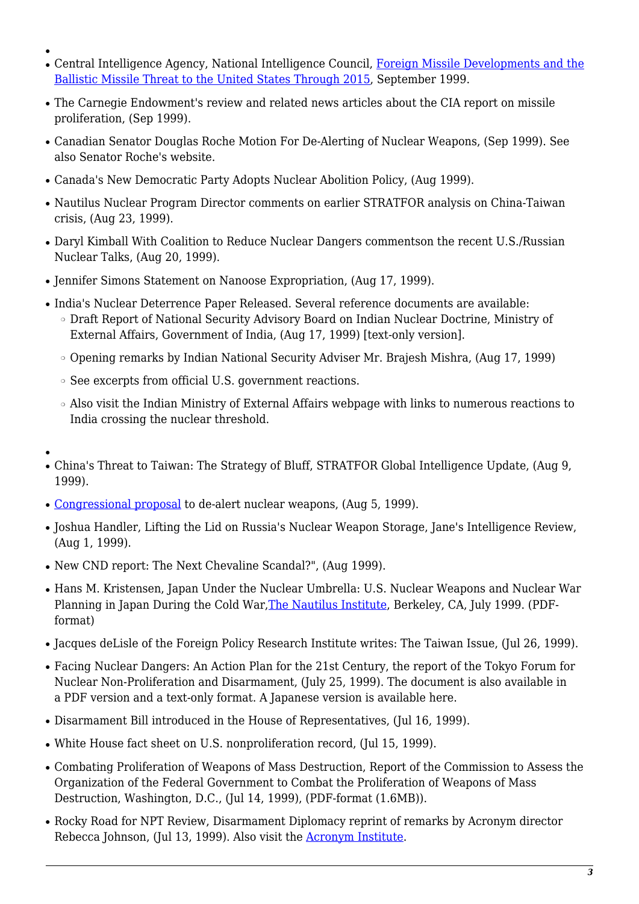- Central Intelligence Agency, National Intelligence Council, Foreign Missile Developments and the Ballistic Missile Threat to the United States Through 2015, September 1999.
- The Carnegie Endowment's review and related news articles about the CIA report on missile proliferation, (Sep 1999).
- Canadian Senator Douglas Roche Motion For De-Alerting of Nuclear Weapons, (Sep 1999). See also Senator Roche's website.
- Canada's New Democratic Party Adopts Nuclear Abolition Policy, (Aug 1999).
- Nautilus Nuclear Program Director comments on earlier STRATFOR analysis on China-Taiwan crisis, (Aug 23, 1999).
- Daryl Kimball With Coalition to Reduce Nuclear Dangers commentson the recent U.S./Russian Nuclear Talks, (Aug 20, 1999).
- Jennifer Simons Statement on Nanoose Expropriation, (Aug 17, 1999).
- India's Nuclear Deterrence Paper Released. Several reference documents are available:
  - Draft Report of National Security Advisory Board on Indian Nuclear Doctrine, Ministry of External Affairs, Government of India, (Aug 17, 1999) [text-only version].
  - Opening remarks by Indian National Security Adviser Mr. Brajesh Mishra, (Aug 17, 1999)
  - See excerpts from official U.S. government reactions.
  - Also visit the Indian Ministry of External Affairs webpage with links to numerous reactions to India crossing the nuclear threshold.

- China's Threat to Taiwan: The Strategy of Bluff, STRATFOR Global Intelligence Update, (Aug 9, 1999).
- Congressional proposal to de-alert nuclear weapons, (Aug 5, 1999).
- Joshua Handler, Lifting the Lid on Russia's Nuclear Weapon Storage, Jane's Intelligence Review, (Aug 1, 1999).
- New CND report: The Next Chevaline Scandal?", (Aug 1999).
- Hans M. Kristensen, Japan Under the Nuclear Umbrella: U.S. Nuclear Weapons and Nuclear War Planning in Japan During the Cold War,The Nautilus Institute, Berkeley, CA, July 1999. (PDF-format)
- Jacques deLisle of the Foreign Policy Research Institute writes: The Taiwan Issue, (Jul 26, 1999).
- Facing Nuclear Dangers: An Action Plan for the 21st Century, the report of the Tokyo Forum for Nuclear Non-Proliferation and Disarmament, (July 25, 1999). The document is also available in a PDF version and a text-only format. A Japanese version is available here.
- Disarmament Bill introduced in the House of Representatives, (Jul 16, 1999).
- White House fact sheet on U.S. nonproliferation record, (Jul 15, 1999).
- Combating Proliferation of Weapons of Mass Destruction, Report of the Commission to Assess the Organization of the Federal Government to Combat the Proliferation of Weapons of Mass Destruction, Washington, D.C., (Jul 14, 1999), (PDF-format (1.6MB)).
- Rocky Road for NPT Review, Disarmament Diplomacy reprint of remarks by Acronym director Rebecca Johnson, (Jul 13, 1999). Also visit the Acronym Institute.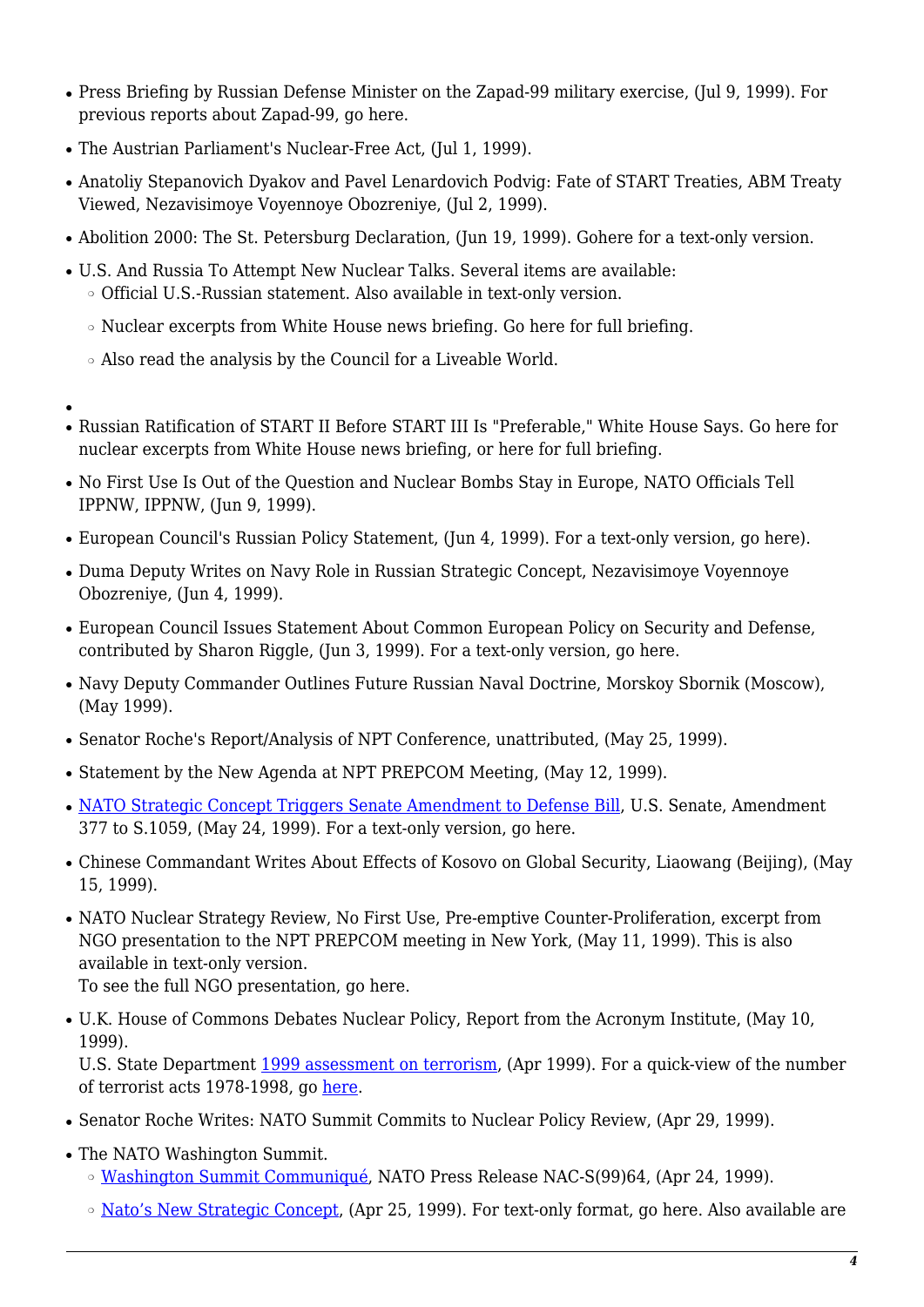- Press Briefing by Russian Defense Minister on the Zapad-99 military exercise, (Jul 9, 1999). For previous reports about Zapad-99, go here.
- The Austrian Parliament's Nuclear-Free Act, (Jul 1, 1999).
- Anatoliy Stepanovich Dyakov and Pavel Lenardovich Podvig: Fate of START Treaties, ABM Treaty Viewed, Nezavisimoye Voyennoye Obozreniye, (Jul 2, 1999).
- Abolition 2000: The St. Petersburg Declaration, (Jun 19, 1999). Gohere for a text-only version.
- U.S. And Russia To Attempt New Nuclear Talks. Several items are available:
  - Official U.S.-Russian statement. Also available in text-only version.
  - Nuclear excerpts from White House news briefing. Go here for full briefing.
  - Also read the analysis by the Council for a Liveable World.
- 
- Russian Ratification of START II Before START III Is "Preferable," White House Says. Go here for nuclear excerpts from White House news briefing, or here for full briefing.
- No First Use Is Out of the Question and Nuclear Bombs Stay in Europe, NATO Officials Tell IPPNW, IPPNW, (Jun 9, 1999).
- European Council's Russian Policy Statement, (Jun 4, 1999). For a text-only version, go here).
- Duma Deputy Writes on Navy Role in Russian Strategic Concept, Nezavisimoye Voyennoye Obozreniye, (Jun 4, 1999).
- European Council Issues Statement About Common European Policy on Security and Defense, contributed by Sharon Riggle, (Jun 3, 1999). For a text-only version, go here.
- Navy Deputy Commander Outlines Future Russian Naval Doctrine, Morskoy Sbornik (Moscow), (May 1999).
- Senator Roche's Report/Analysis of NPT Conference, unattributed, (May 25, 1999).
- Statement by the New Agenda at NPT PREPCOM Meeting, (May 12, 1999).
- NATO Strategic Concept Triggers Senate Amendment to Defense Bill, U.S. Senate, Amendment 377 to S.1059, (May 24, 1999). For a text-only version, go here.
- Chinese Commandant Writes About Effects of Kosovo on Global Security, Liaowang (Beijing), (May 15, 1999).
- NATO Nuclear Strategy Review, No First Use, Pre-emptive Counter-Proliferation, excerpt from NGO presentation to the NPT PREPCOM meeting in New York, (May 11, 1999). This is also available in text-only version.
  To see the full NGO presentation, go here.
- U.K. House of Commons Debates Nuclear Policy, Report from the Acronym Institute, (May 10, 1999).
  U.S. State Department 1999 assessment on terrorism, (Apr 1999). For a quick-view of the number of terrorist acts 1978-1998, go here.
- Senator Roche Writes: NATO Summit Commits to Nuclear Policy Review, (Apr 29, 1999).
- The NATO Washington Summit.
  - Washington Summit Communiqué, NATO Press Release NAC-S(99)64, (Apr 24, 1999).
  - Nato's New Strategic Concept, (Apr 25, 1999). For text-only format, go here. Also available are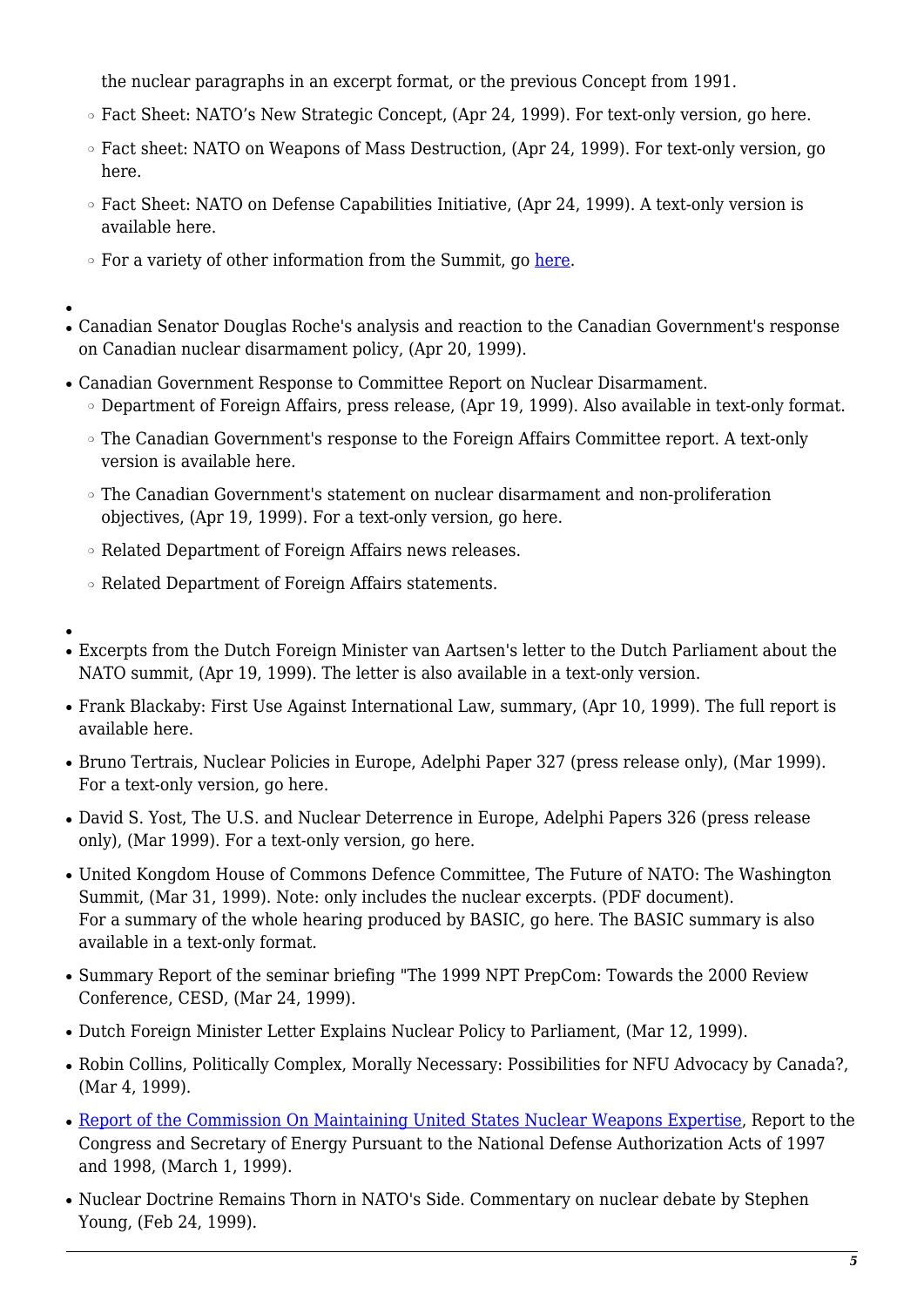the nuclear paragraphs in an excerpt format, or the previous Concept from 1991.

  - Fact Sheet: NATO's New Strategic Concept, (Apr 24, 1999). For text-only version, go here.
  - Fact sheet: NATO on Weapons of Mass Destruction, (Apr 24, 1999). For text-only version, go here.
  - Fact Sheet: NATO on Defense Capabilities Initiative, (Apr 24, 1999). A text-only version is available here.
  - For a variety of other information from the Summit, go [here](#).

- Canadian Senator Douglas Roche's analysis and reaction to the Canadian Government's response on Canadian nuclear disarmament policy, (Apr 20, 1999).
- Canadian Government Response to Committee Report on Nuclear Disarmament.
  - Department of Foreign Affairs, press release, (Apr 19, 1999). Also available in text-only format.
  - The Canadian Government's response to the Foreign Affairs Committee report. A text-only version is available here.
  - The Canadian Government's statement on nuclear disarmament and non-proliferation objectives, (Apr 19, 1999). For a text-only version, go here.
  - Related Department of Foreign Affairs news releases.
  - Related Department of Foreign Affairs statements.

- Excerpts from the Dutch Foreign Minister van Aartsen's letter to the Dutch Parliament about the NATO summit, (Apr 19, 1999). The letter is also available in a text-only version.
- Frank Blackaby: First Use Against International Law, summary, (Apr 10, 1999). The full report is available here.
- Bruno Tertrais, Nuclear Policies in Europe, Adelphi Paper 327 (press release only), (Mar 1999). For a text-only version, go here.
- David S. Yost, The U.S. and Nuclear Deterrence in Europe, Adelphi Papers 326 (press release only), (Mar 1999). For a text-only version, go here.
- United Kongdom House of Commons Defence Committee, The Future of NATO: The Washington Summit, (Mar 31, 1999). Note: only includes the nuclear excerpts. (PDF document). For a summary of the whole hearing produced by BASIC, go here. The BASIC summary is also available in a text-only format.
- Summary Report of the seminar briefing "The 1999 NPT PrepCom: Towards the 2000 Review Conference, CESD, (Mar 24, 1999).
- Dutch Foreign Minister Letter Explains Nuclear Policy to Parliament, (Mar 12, 1999).
- Robin Collins, Politically Complex, Morally Necessary: Possibilities for NFU Advocacy by Canada?, (Mar 4, 1999).
- [Report of the Commission On Maintaining United States Nuclear Weapons Expertise](#), Report to the Congress and Secretary of Energy Pursuant to the National Defense Authorization Acts of 1997 and 1998, (March 1, 1999).
- Nuclear Doctrine Remains Thorn in NATO's Side. Commentary on nuclear debate by Stephen Young, (Feb 24, 1999).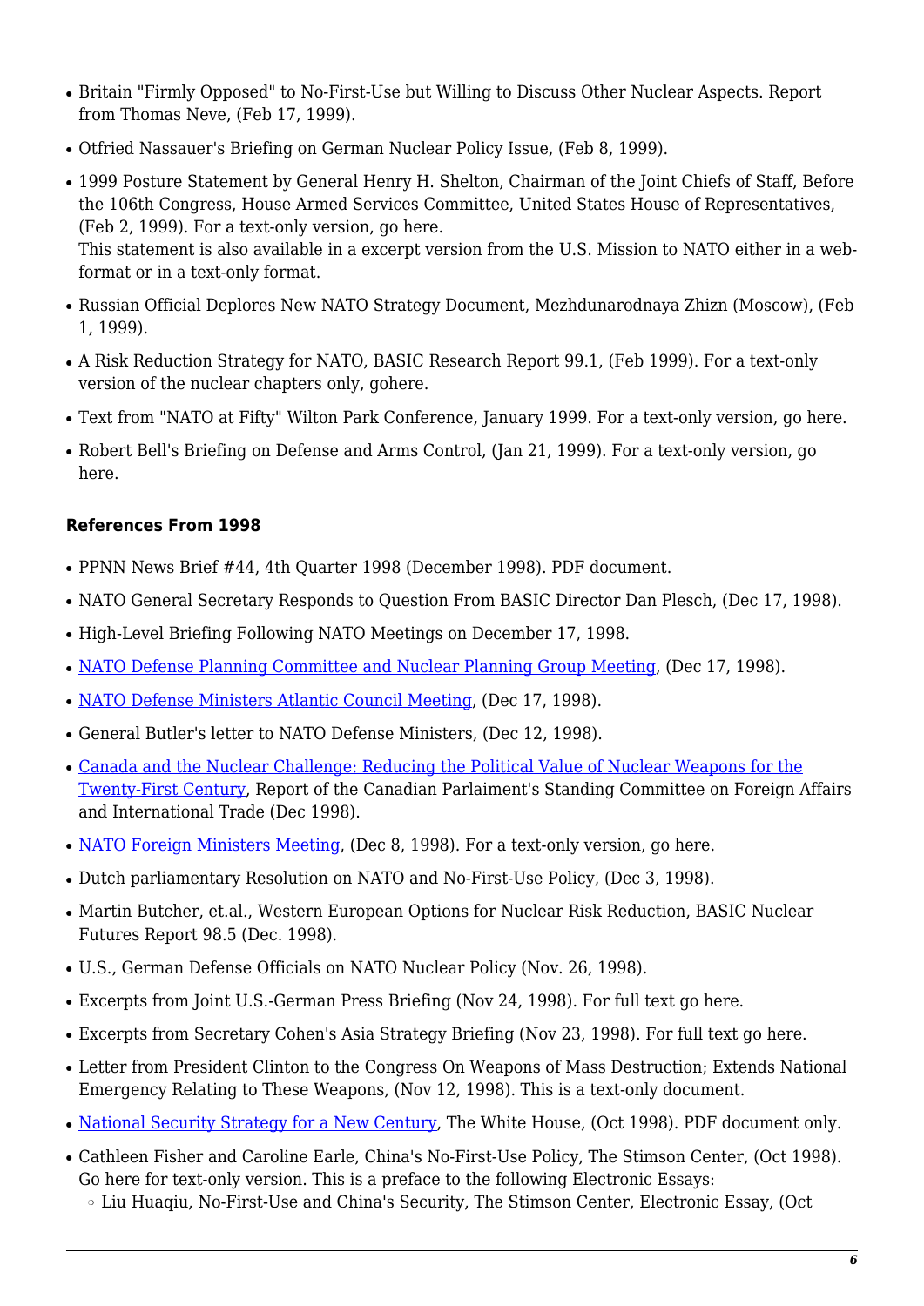- Britain "Firmly Opposed" to No-First-Use but Willing to Discuss Other Nuclear Aspects. Report from Thomas Neve, (Feb 17, 1999).
- Otfried Nassauer's Briefing on German Nuclear Policy Issue, (Feb 8, 1999).
- 1999 Posture Statement by General Henry H. Shelton, Chairman of the Joint Chiefs of Staff, Before the 106th Congress, House Armed Services Committee, United States House of Representatives, (Feb 2, 1999). For a text-only version, go here.
  This statement is also available in a excerpt version from the U.S. Mission to NATO either in a web-format or in a text-only format.
- Russian Official Deplores New NATO Strategy Document, Mezhdunarodnaya Zhizn (Moscow), (Feb 1, 1999).
- A Risk Reduction Strategy for NATO, BASIC Research Report 99.1, (Feb 1999). For a text-only version of the nuclear chapters only, gohere.
- Text from "NATO at Fifty" Wilton Park Conference, January 1999. For a text-only version, go here.
- Robert Bell's Briefing on Defense and Arms Control, (Jan 21, 1999). For a text-only version, go here.

**References From 1998**

- PPNN News Brief #44, 4th Quarter 1998 (December 1998). PDF document.
- NATO General Secretary Responds to Question From BASIC Director Dan Plesch, (Dec 17, 1998).
- High-Level Briefing Following NATO Meetings on December 17, 1998.
- NATO Defense Planning Committee and Nuclear Planning Group Meeting, (Dec 17, 1998).
- NATO Defense Ministers Atlantic Council Meeting, (Dec 17, 1998).
- General Butler's letter to NATO Defense Ministers, (Dec 12, 1998).
- Canada and the Nuclear Challenge: Reducing the Political Value of Nuclear Weapons for the Twenty-First Century, Report of the Canadian Parlaiment's Standing Committee on Foreign Affairs and International Trade (Dec 1998).
- NATO Foreign Ministers Meeting, (Dec 8, 1998). For a text-only version, go here.
- Dutch parliamentary Resolution on NATO and No-First-Use Policy, (Dec 3, 1998).
- Martin Butcher, et.al., Western European Options for Nuclear Risk Reduction, BASIC Nuclear Futures Report 98.5 (Dec. 1998).
- U.S., German Defense Officials on NATO Nuclear Policy (Nov. 26, 1998).
- Excerpts from Joint U.S.-German Press Briefing (Nov 24, 1998). For full text go here.
- Excerpts from Secretary Cohen's Asia Strategy Briefing (Nov 23, 1998). For full text go here.
- Letter from President Clinton to the Congress On Weapons of Mass Destruction; Extends National Emergency Relating to These Weapons, (Nov 12, 1998). This is a text-only document.
- National Security Strategy for a New Century, The White House, (Oct 1998). PDF document only.
- Cathleen Fisher and Caroline Earle, China's No-First-Use Policy, The Stimson Center, (Oct 1998). Go here for text-only version. This is a preface to the following Electronic Essays:
  - Liu Huaqiu, No-First-Use and China's Security, The Stimson Center, Electronic Essay, (Oct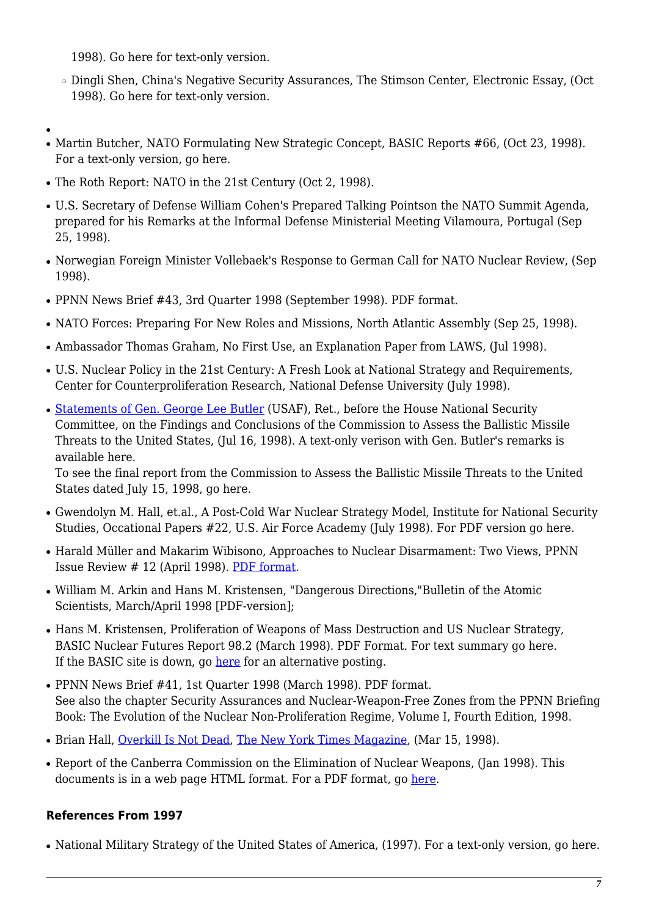1998). Go here for text-only version.

  - Dingli Shen, China's Negative Security Assurances, The Stimson Center, Electronic Essay, (Oct 1998). Go here for text-only version.

- 
- Martin Butcher, NATO Formulating New Strategic Concept, BASIC Reports #66, (Oct 23, 1998). For a text-only version, go here.
- The Roth Report: NATO in the 21st Century (Oct 2, 1998).
- U.S. Secretary of Defense William Cohen's Prepared Talking Pointson the NATO Summit Agenda, prepared for his Remarks at the Informal Defense Ministerial Meeting Vilamoura, Portugal (Sep 25, 1998).
- Norwegian Foreign Minister Vollebaek's Response to German Call for NATO Nuclear Review, (Sep 1998).
- PPNN News Brief #43, 3rd Quarter 1998 (September 1998). PDF format.
- NATO Forces: Preparing For New Roles and Missions, North Atlantic Assembly (Sep 25, 1998).
- Ambassador Thomas Graham, No First Use, an Explanation Paper from LAWS, (Jul 1998).
- U.S. Nuclear Policy in the 21st Century: A Fresh Look at National Strategy and Requirements, Center for Counterproliferation Research, National Defense University (July 1998).
- Statements of Gen. George Lee Butler (USAF), Ret., before the House National Security Committee, on the Findings and Conclusions of the Commission to Assess the Ballistic Missile Threats to the United States, (Jul 16, 1998). A text-only verison with Gen. Butler's remarks is available here.
  To see the final report from the Commission to Assess the Ballistic Missile Threats to the United States dated July 15, 1998, go here.
- Gwendolyn M. Hall, et.al., A Post-Cold War Nuclear Strategy Model, Institute for National Security Studies, Occational Papers #22, U.S. Air Force Academy (July 1998). For PDF version go here.
- Harald Müller and Makarim Wibisono, Approaches to Nuclear Disarmament: Two Views, PPNN Issue Review # 12 (April 1998). PDF format.
- William M. Arkin and Hans M. Kristensen, "Dangerous Directions,"Bulletin of the Atomic Scientists, March/April 1998 [PDF-version];
- Hans M. Kristensen, Proliferation of Weapons of Mass Destruction and US Nuclear Strategy, BASIC Nuclear Futures Report 98.2 (March 1998). PDF Format. For text summary go here.
  If the BASIC site is down, go here for an alternative posting.
- PPNN News Brief #41, 1st Quarter 1998 (March 1998). PDF format.
  See also the chapter Security Assurances and Nuclear-Weapon-Free Zones from the PPNN Briefing Book: The Evolution of the Nuclear Non-Proliferation Regime, Volume I, Fourth Edition, 1998.
- Brian Hall, Overkill Is Not Dead, The New York Times Magazine, (Mar 15, 1998).
- Report of the Canberra Commission on the Elimination of Nuclear Weapons, (Jan 1998). This documents is in a web page HTML format. For a PDF format, go here.

#### References From 1997

- National Military Strategy of the United States of America, (1997). For a text-only version, go here.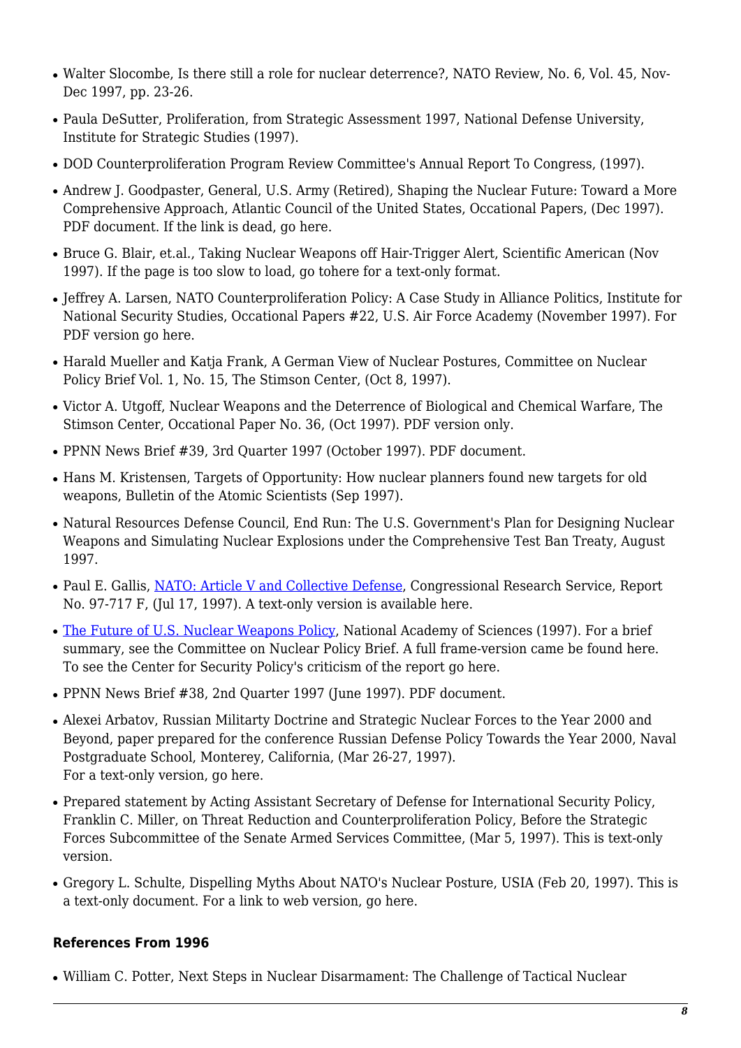- Walter Slocombe, Is there still a role for nuclear deterrence?, NATO Review, No. 6, Vol. 45, Nov-Dec 1997, pp. 23-26.
- Paula DeSutter, Proliferation, from Strategic Assessment 1997, National Defense University, Institute for Strategic Studies (1997).
- DOD Counterproliferation Program Review Committee's Annual Report To Congress, (1997).
- Andrew J. Goodpaster, General, U.S. Army (Retired), Shaping the Nuclear Future: Toward a More Comprehensive Approach, Atlantic Council of the United States, Occational Papers, (Dec 1997). PDF document. If the link is dead, go here.
- Bruce G. Blair, et.al., Taking Nuclear Weapons off Hair-Trigger Alert, Scientific American (Nov 1997). If the page is too slow to load, go tohere for a text-only format.
- Jeffrey A. Larsen, NATO Counterproliferation Policy: A Case Study in Alliance Politics, Institute for National Security Studies, Occational Papers #22, U.S. Air Force Academy (November 1997). For PDF version go here.
- Harald Mueller and Katja Frank, A German View of Nuclear Postures, Committee on Nuclear Policy Brief Vol. 1, No. 15, The Stimson Center, (Oct 8, 1997).
- Victor A. Utgoff, Nuclear Weapons and the Deterrence of Biological and Chemical Warfare, The Stimson Center, Occational Paper No. 36, (Oct 1997). PDF version only.
- PPNN News Brief #39, 3rd Quarter 1997 (October 1997). PDF document.
- Hans M. Kristensen, Targets of Opportunity: How nuclear planners found new targets for old weapons, Bulletin of the Atomic Scientists (Sep 1997).
- Natural Resources Defense Council, End Run: The U.S. Government's Plan for Designing Nuclear Weapons and Simulating Nuclear Explosions under the Comprehensive Test Ban Treaty, August 1997.
- Paul E. Gallis, NATO: Article V and Collective Defense, Congressional Research Service, Report No. 97-717 F, (Jul 17, 1997). A text-only version is available here.
- The Future of U.S. Nuclear Weapons Policy, National Academy of Sciences (1997). For a brief summary, see the Committee on Nuclear Policy Brief. A full frame-version came be found here. To see the Center for Security Policy's criticism of the report go here.
- PPNN News Brief #38, 2nd Quarter 1997 (June 1997). PDF document.
- Alexei Arbatov, Russian Militarty Doctrine and Strategic Nuclear Forces to the Year 2000 and Beyond, paper prepared for the conference Russian Defense Policy Towards the Year 2000, Naval Postgraduate School, Monterey, California, (Mar 26-27, 1997).
  For a text-only version, go here.
- Prepared statement by Acting Assistant Secretary of Defense for International Security Policy, Franklin C. Miller, on Threat Reduction and Counterproliferation Policy, Before the Strategic Forces Subcommittee of the Senate Armed Services Committee, (Mar 5, 1997). This is text-only version.
- Gregory L. Schulte, Dispelling Myths About NATO's Nuclear Posture, USIA (Feb 20, 1997). This is a text-only document. For a link to web version, go here.

#### References From 1996

- William C. Potter, Next Steps in Nuclear Disarmament: The Challenge of Tactical Nuclear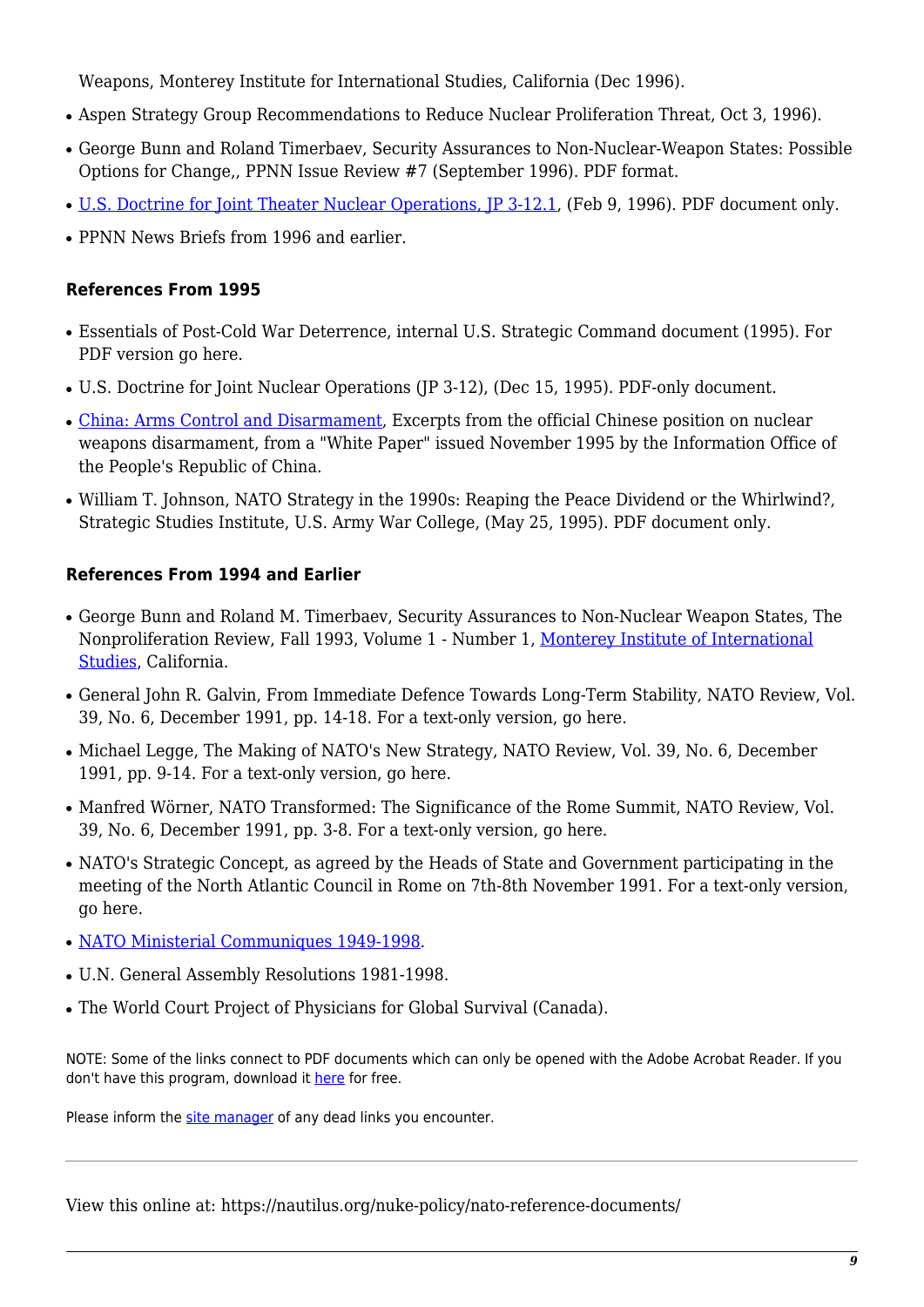Weapons, Monterey Institute for International Studies, California (Dec 1996).

- Aspen Strategy Group Recommendations to Reduce Nuclear Proliferation Threat, Oct 3, 1996).
- George Bunn and Roland Timerbaev, Security Assurances to Non-Nuclear-Weapon States: Possible Options for Change,, PPNN Issue Review #7 (September 1996). PDF format.
- [U.S. Doctrine for Joint Theater Nuclear Operations, JP 3-12.1](), (Feb 9, 1996). PDF document only.
- PPNN News Briefs from 1996 and earlier.

#### References From 1995

- Essentials of Post-Cold War Deterrence, internal U.S. Strategic Command document (1995). For PDF version go here.
- U.S. Doctrine for Joint Nuclear Operations (JP 3-12), (Dec 15, 1995). PDF-only document.
- [China: Arms Control and Disarmament](), Excerpts from the official Chinese position on nuclear weapons disarmament, from a "White Paper" issued November 1995 by the Information Office of the People's Republic of China.
- William T. Johnson, NATO Strategy in the 1990s: Reaping the Peace Dividend or the Whirlwind?, Strategic Studies Institute, U.S. Army War College, (May 25, 1995). PDF document only.

#### References From 1994 and Earlier

- George Bunn and Roland M. Timerbaev, Security Assurances to Non-Nuclear Weapon States, The Nonproliferation Review, Fall 1993, Volume 1 - Number 1, [Monterey Institute of International Studies](), California.
- General John R. Galvin, From Immediate Defence Towards Long-Term Stability, NATO Review, Vol. 39, No. 6, December 1991, pp. 14-18. For a text-only version, go here.
- Michael Legge, The Making of NATO's New Strategy, NATO Review, Vol. 39, No. 6, December 1991, pp. 9-14. For a text-only version, go here.
- Manfred Wörner, NATO Transformed: The Significance of the Rome Summit, NATO Review, Vol. 39, No. 6, December 1991, pp. 3-8. For a text-only version, go here.
- NATO's Strategic Concept, as agreed by the Heads of State and Government participating in the meeting of the North Atlantic Council in Rome on 7th-8th November 1991. For a text-only version, go here.
- [NATO Ministerial Communiques 1949-1998]().
- U.N. General Assembly Resolutions 1981-1998.
- The World Court Project of Physicians for Global Survival (Canada).

NOTE: Some of the links connect to PDF documents which can only be opened with the Adobe Acrobat Reader. If you don't have this program, download it [here]() for free.

Please inform the [site manager]() of any dead links you encounter.

---

View this online at: https://nautilus.org/nuke-policy/nato-reference-documents/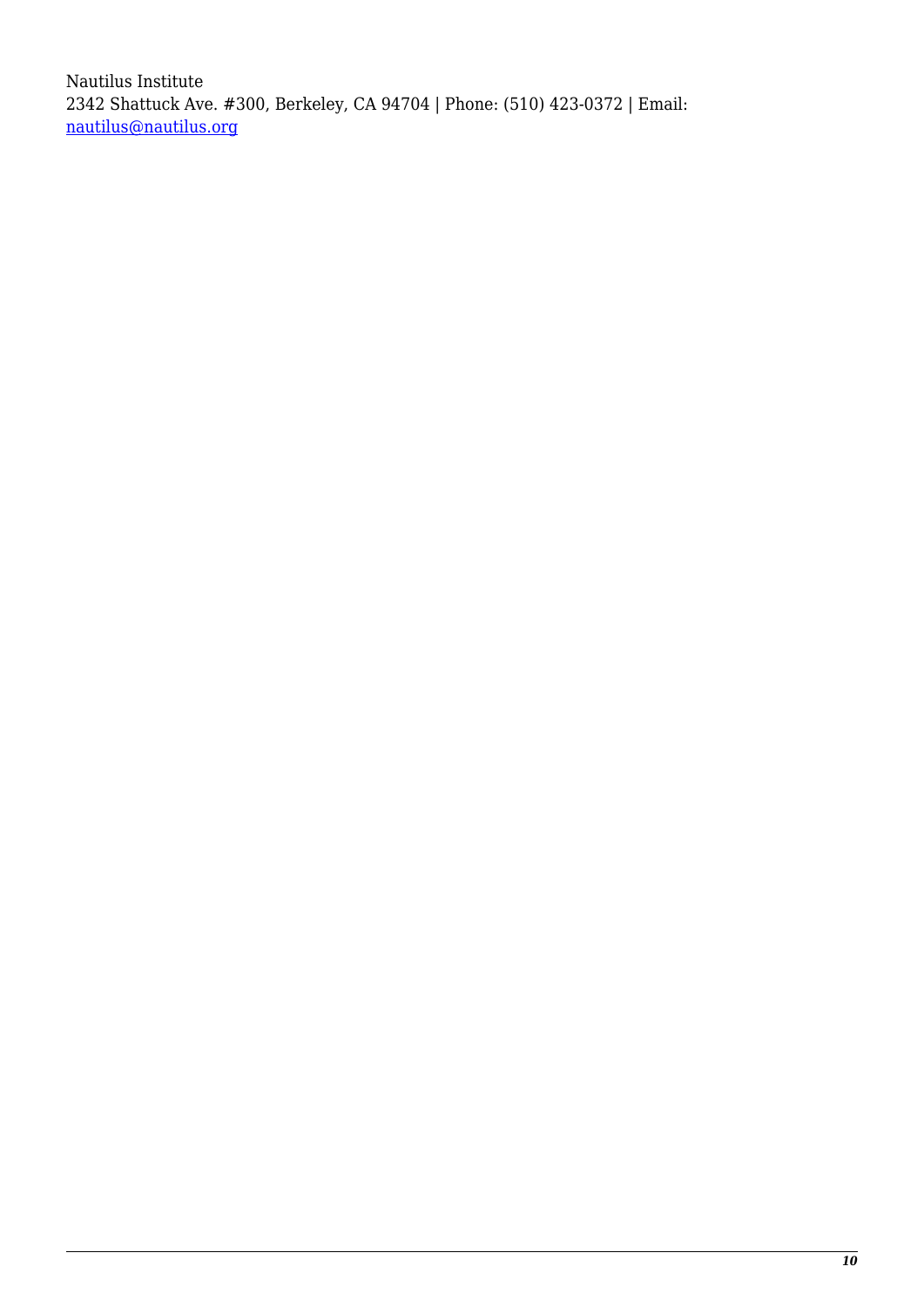Nautilus Institute
2342 Shattuck Ave. #300, Berkeley, CA 94704 | Phone: (510) 423-0372 | Email: [nautilus@nautilus.org](mailto:nautilus@nautilus.org)